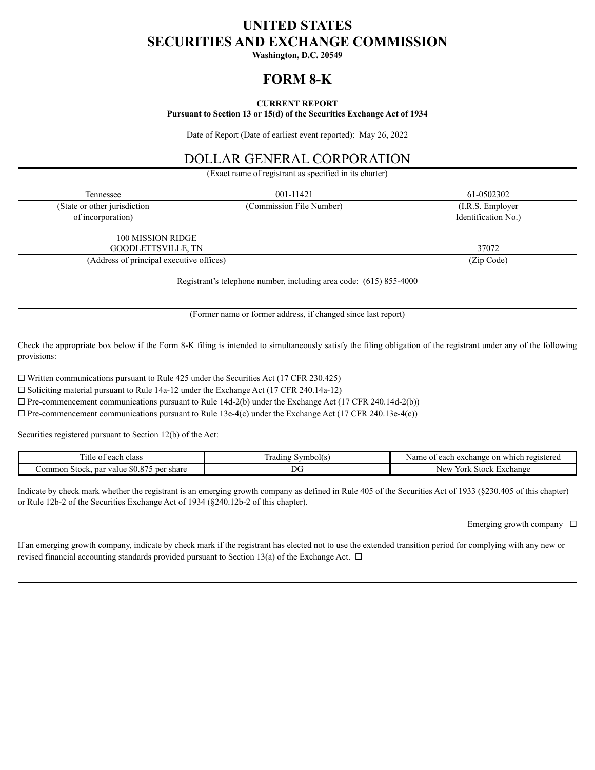# UNITED STATES
# SECURITIES AND EXCHANGE COMMISSION

**Washington, D.C. 20549**

# FORM 8-K

**CURRENT REPORT**
**Pursuant to Section 13 or 15(d) of the Securities Exchange Act of 1934**

Date of Report (Date of earliest event reported): May 26, 2022

## DOLLAR GENERAL CORPORATION

(Exact name of registrant as specified in its charter)

| Tennessee | 001-11421 | 61-0502302 |
|---|---|---|
| (State or other jurisdiction of incorporation) | (Commission File Number) | (I.R.S. Employer Identification No.) |

| 100 MISSION RIDGE GOODLETTSVILLE, TN | 37072 |
|---|---|
| (Address of principal executive offices) | (Zip Code) |

Registrant's telephone number, including area code: (615) 855-4000

(Former name or former address, if changed since last report)

Check the appropriate box below if the Form 8-K filing is intended to simultaneously satisfy the filing obligation of the registrant under any of the following provisions:

☐ Written communications pursuant to Rule 425 under the Securities Act (17 CFR 230.425)
☐ Soliciting material pursuant to Rule 14a-12 under the Exchange Act (17 CFR 240.14a-12)
☐ Pre-commencement communications pursuant to Rule 14d-2(b) under the Exchange Act (17 CFR 240.14d-2(b))
☐ Pre-commencement communications pursuant to Rule 13e-4(c) under the Exchange Act (17 CFR 240.13e-4(c))

Securities registered pursuant to Section 12(b) of the Act:

| Title of each class | Trading Symbol(s) | Name of each exchange on which registered |
|---|---|---|
| Common Stock, par value $0.875 per share | DG | New York Stock Exchange |

Indicate by check mark whether the registrant is an emerging growth company as defined in Rule 405 of the Securities Act of 1933 (§230.405 of this chapter) or Rule 12b-2 of the Securities Exchange Act of 1934 (§240.12b-2 of this chapter).

Emerging growth company ☐

If an emerging growth company, indicate by check mark if the registrant has elected not to use the extended transition period for complying with any new or revised financial accounting standards provided pursuant to Section 13(a) of the Exchange Act. ☐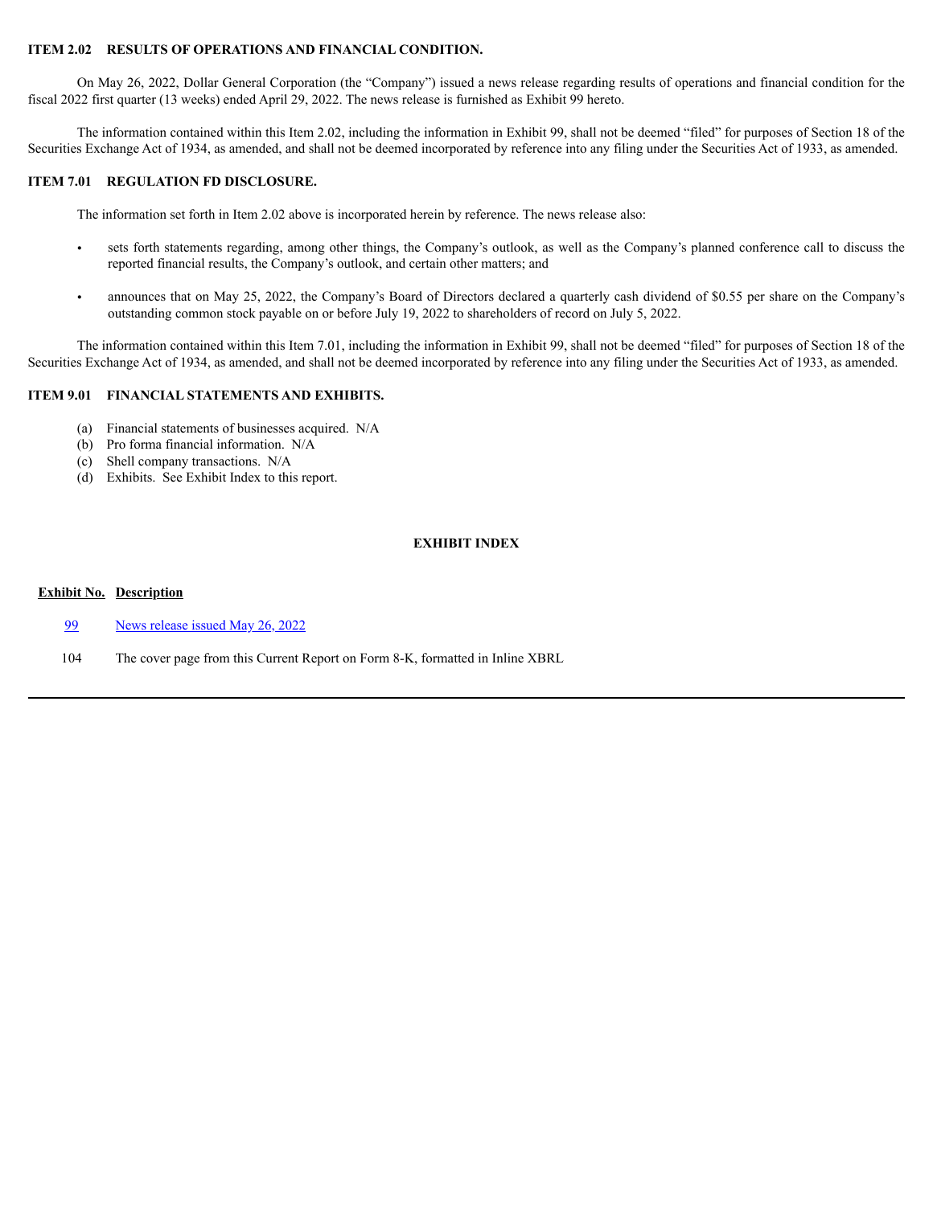**ITEM 2.02 RESULTS OF OPERATIONS AND FINANCIAL CONDITION.**

On May 26, 2022, Dollar General Corporation (the "Company") issued a news release regarding results of operations and financial condition for the fiscal 2022 first quarter (13 weeks) ended April 29, 2022. The news release is furnished as Exhibit 99 hereto.

The information contained within this Item 2.02, including the information in Exhibit 99, shall not be deemed "filed" for purposes of Section 18 of the Securities Exchange Act of 1934, as amended, and shall not be deemed incorporated by reference into any filing under the Securities Act of 1933, as amended.

**ITEM 7.01 REGULATION FD DISCLOSURE.**

The information set forth in Item 2.02 above is incorporated herein by reference. The news release also:

- sets forth statements regarding, among other things, the Company's outlook, as well as the Company's planned conference call to discuss the reported financial results, the Company's outlook, and certain other matters; and
- announces that on May 25, 2022, the Company's Board of Directors declared a quarterly cash dividend of $0.55 per share on the Company's outstanding common stock payable on or before July 19, 2022 to shareholders of record on July 5, 2022.

The information contained within this Item 7.01, including the information in Exhibit 99, shall not be deemed "filed" for purposes of Section 18 of the Securities Exchange Act of 1934, as amended, and shall not be deemed incorporated by reference into any filing under the Securities Act of 1933, as amended.

**ITEM 9.01 FINANCIAL STATEMENTS AND EXHIBITS.**

(a) Financial statements of businesses acquired. N/A
(b) Pro forma financial information. N/A
(c) Shell company transactions. N/A
(d) Exhibits. See Exhibit Index to this report.

**EXHIBIT INDEX**

| Exhibit No. | Description |
|---|---|
| 99 | News release issued May 26, 2022 |
| 104 | The cover page from this Current Report on Form 8-K, formatted in Inline XBRL |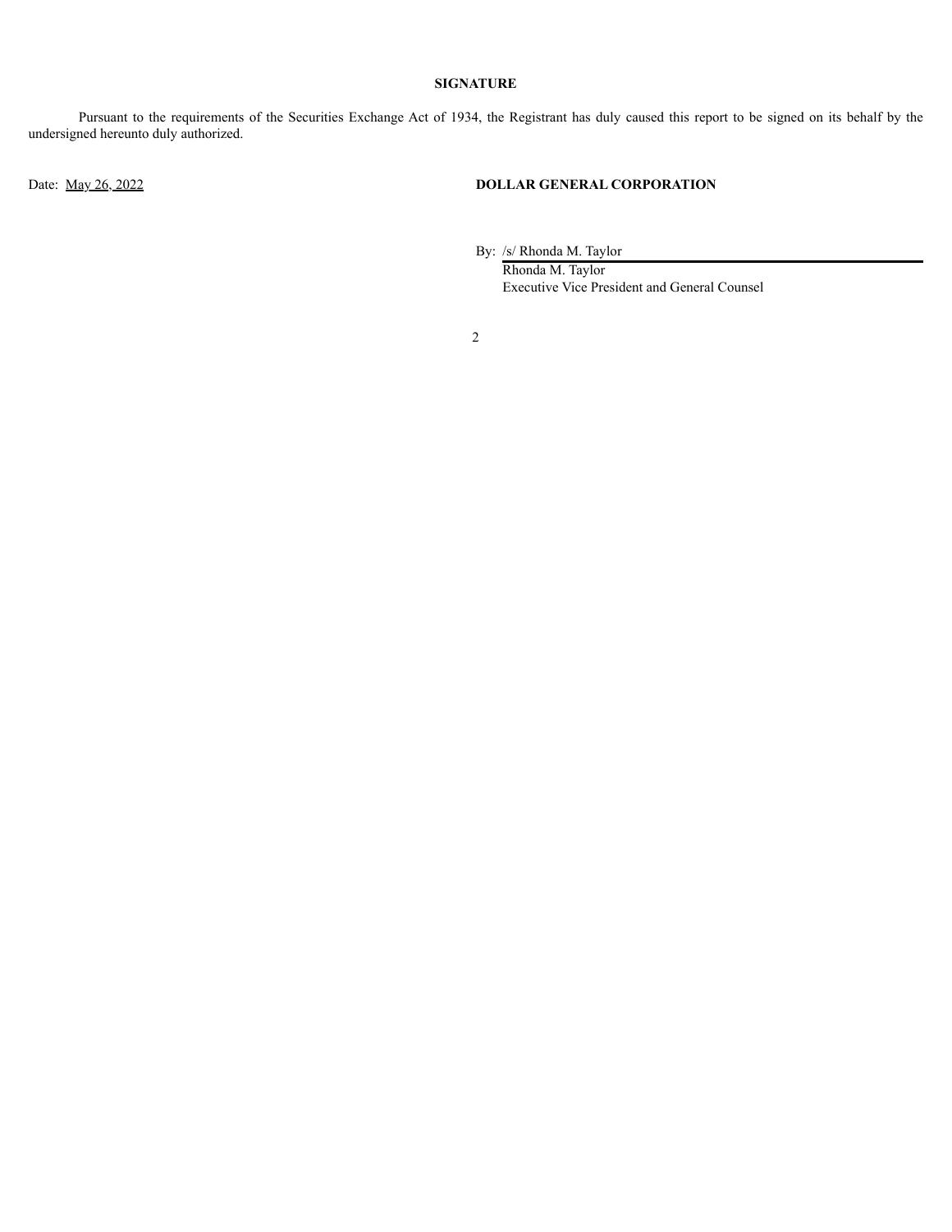## SIGNATURE

Pursuant to the requirements of the Securities Exchange Act of 1934, the Registrant has duly caused this report to be signed on its behalf by the undersigned hereunto duly authorized.

Date: May 26, 2022

**DOLLAR GENERAL CORPORATION**

By: /s/ Rhonda M. Taylor
Rhonda M. Taylor
Executive Vice President and General Counsel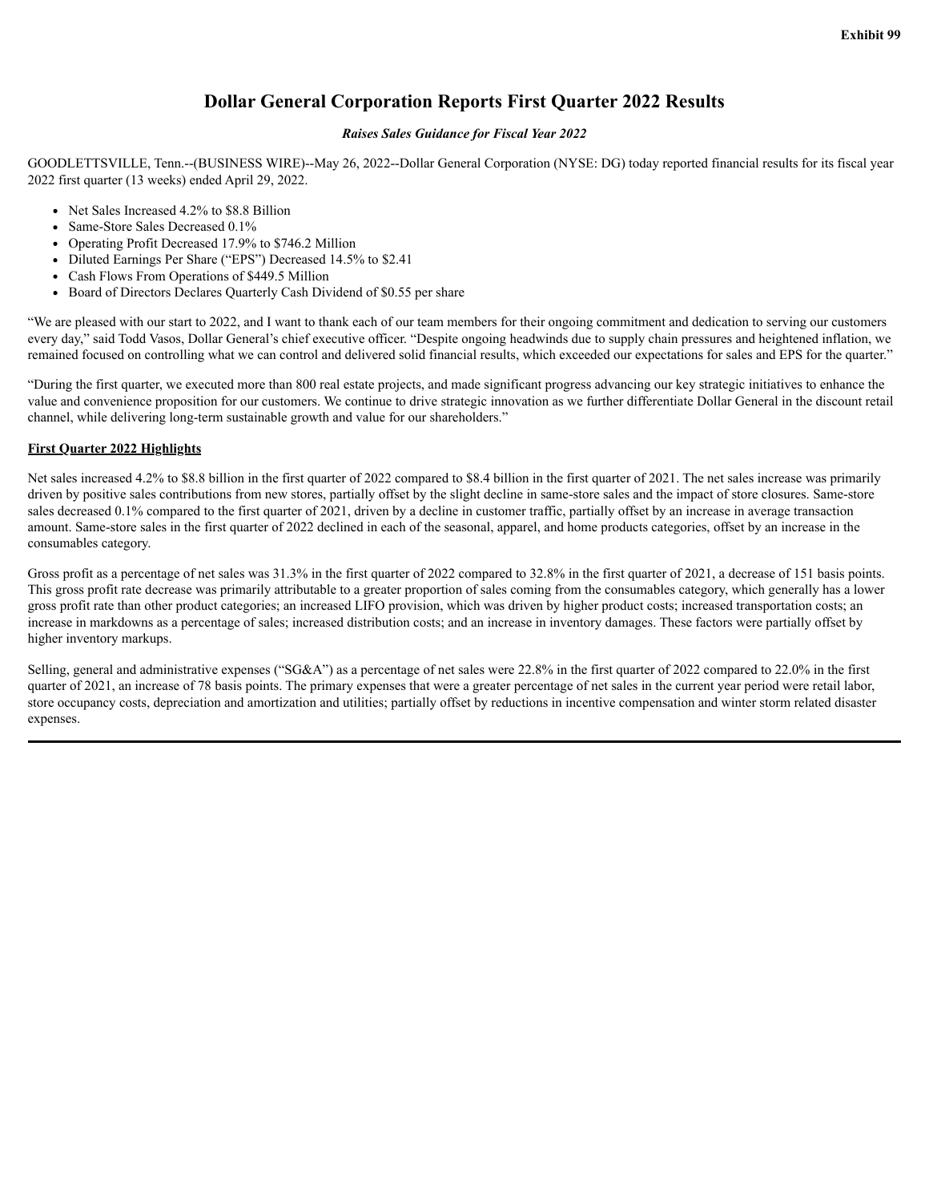**Exhibit 99**

# Dollar General Corporation Reports First Quarter 2022 Results

***Raises Sales Guidance for Fiscal Year 2022***

GOODLETTSVILLE, Tenn.--(BUSINESS WIRE)--May 26, 2022--Dollar General Corporation (NYSE: DG) today reported financial results for its fiscal year 2022 first quarter (13 weeks) ended April 29, 2022.

- Net Sales Increased 4.2% to $8.8 Billion
- Same-Store Sales Decreased 0.1%
- Operating Profit Decreased 17.9% to $746.2 Million
- Diluted Earnings Per Share ("EPS") Decreased 14.5% to $2.41
- Cash Flows From Operations of $449.5 Million
- Board of Directors Declares Quarterly Cash Dividend of $0.55 per share

"We are pleased with our start to 2022, and I want to thank each of our team members for their ongoing commitment and dedication to serving our customers every day," said Todd Vasos, Dollar General's chief executive officer. "Despite ongoing headwinds due to supply chain pressures and heightened inflation, we remained focused on controlling what we can control and delivered solid financial results, which exceeded our expectations for sales and EPS for the quarter."

"During the first quarter, we executed more than 800 real estate projects, and made significant progress advancing our key strategic initiatives to enhance the value and convenience proposition for our customers. We continue to drive strategic innovation as we further differentiate Dollar General in the discount retail channel, while delivering long-term sustainable growth and value for our shareholders."

## First Quarter 2022 Highlights

Net sales increased 4.2% to $8.8 billion in the first quarter of 2022 compared to $8.4 billion in the first quarter of 2021. The net sales increase was primarily driven by positive sales contributions from new stores, partially offset by the slight decline in same-store sales and the impact of store closures. Same-store sales decreased 0.1% compared to the first quarter of 2021, driven by a decline in customer traffic, partially offset by an increase in average transaction amount. Same-store sales in the first quarter of 2022 declined in each of the seasonal, apparel, and home products categories, offset by an increase in the consumables category.

Gross profit as a percentage of net sales was 31.3% in the first quarter of 2022 compared to 32.8% in the first quarter of 2021, a decrease of 151 basis points. This gross profit rate decrease was primarily attributable to a greater proportion of sales coming from the consumables category, which generally has a lower gross profit rate than other product categories; an increased LIFO provision, which was driven by higher product costs; increased transportation costs; an increase in markdowns as a percentage of sales; increased distribution costs; and an increase in inventory damages. These factors were partially offset by higher inventory markups.

Selling, general and administrative expenses ("SG&A") as a percentage of net sales were 22.8% in the first quarter of 2022 compared to 22.0% in the first quarter of 2021, an increase of 78 basis points. The primary expenses that were a greater percentage of net sales in the current year period were retail labor, store occupancy costs, depreciation and amortization and utilities; partially offset by reductions in incentive compensation and winter storm related disaster expenses.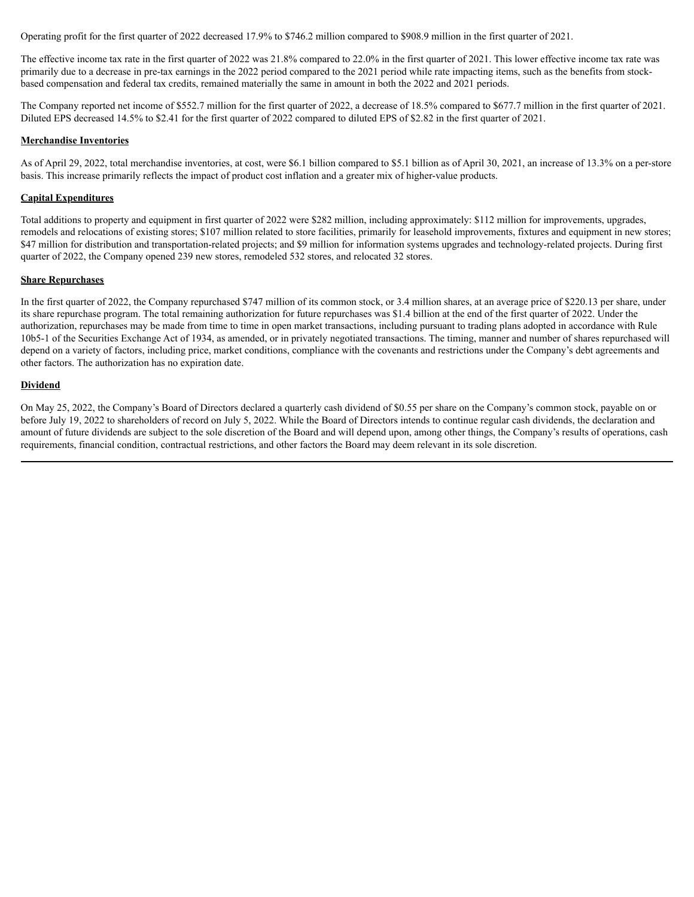Operating profit for the first quarter of 2022 decreased 17.9% to $746.2 million compared to $908.9 million in the first quarter of 2021.

The effective income tax rate in the first quarter of 2022 was 21.8% compared to 22.0% in the first quarter of 2021. This lower effective income tax rate was primarily due to a decrease in pre-tax earnings in the 2022 period compared to the 2021 period while rate impacting items, such as the benefits from stock-based compensation and federal tax credits, remained materially the same in amount in both the 2022 and 2021 periods.

The Company reported net income of $552.7 million for the first quarter of 2022, a decrease of 18.5% compared to $677.7 million in the first quarter of 2021. Diluted EPS decreased 14.5% to $2.41 for the first quarter of 2022 compared to diluted EPS of $2.82 in the first quarter of 2021.

**Merchandise Inventories**

As of April 29, 2022, total merchandise inventories, at cost, were $6.1 billion compared to $5.1 billion as of April 30, 2021, an increase of 13.3% on a per-store basis. This increase primarily reflects the impact of product cost inflation and a greater mix of higher-value products.

**Capital Expenditures**

Total additions to property and equipment in first quarter of 2022 were $282 million, including approximately: $112 million for improvements, upgrades, remodels and relocations of existing stores; $107 million related to store facilities, primarily for leasehold improvements, fixtures and equipment in new stores; $47 million for distribution and transportation-related projects; and $9 million for information systems upgrades and technology-related projects. During first quarter of 2022, the Company opened 239 new stores, remodeled 532 stores, and relocated 32 stores.

**Share Repurchases**

In the first quarter of 2022, the Company repurchased $747 million of its common stock, or 3.4 million shares, at an average price of $220.13 per share, under its share repurchase program. The total remaining authorization for future repurchases was $1.4 billion at the end of the first quarter of 2022. Under the authorization, repurchases may be made from time to time in open market transactions, including pursuant to trading plans adopted in accordance with Rule 10b5-1 of the Securities Exchange Act of 1934, as amended, or in privately negotiated transactions. The timing, manner and number of shares repurchased will depend on a variety of factors, including price, market conditions, compliance with the covenants and restrictions under the Company's debt agreements and other factors. The authorization has no expiration date.

**Dividend**

On May 25, 2022, the Company's Board of Directors declared a quarterly cash dividend of $0.55 per share on the Company's common stock, payable on or before July 19, 2022 to shareholders of record on July 5, 2022. While the Board of Directors intends to continue regular cash dividends, the declaration and amount of future dividends are subject to the sole discretion of the Board and will depend upon, among other things, the Company's results of operations, cash requirements, financial condition, contractual restrictions, and other factors the Board may deem relevant in its sole discretion.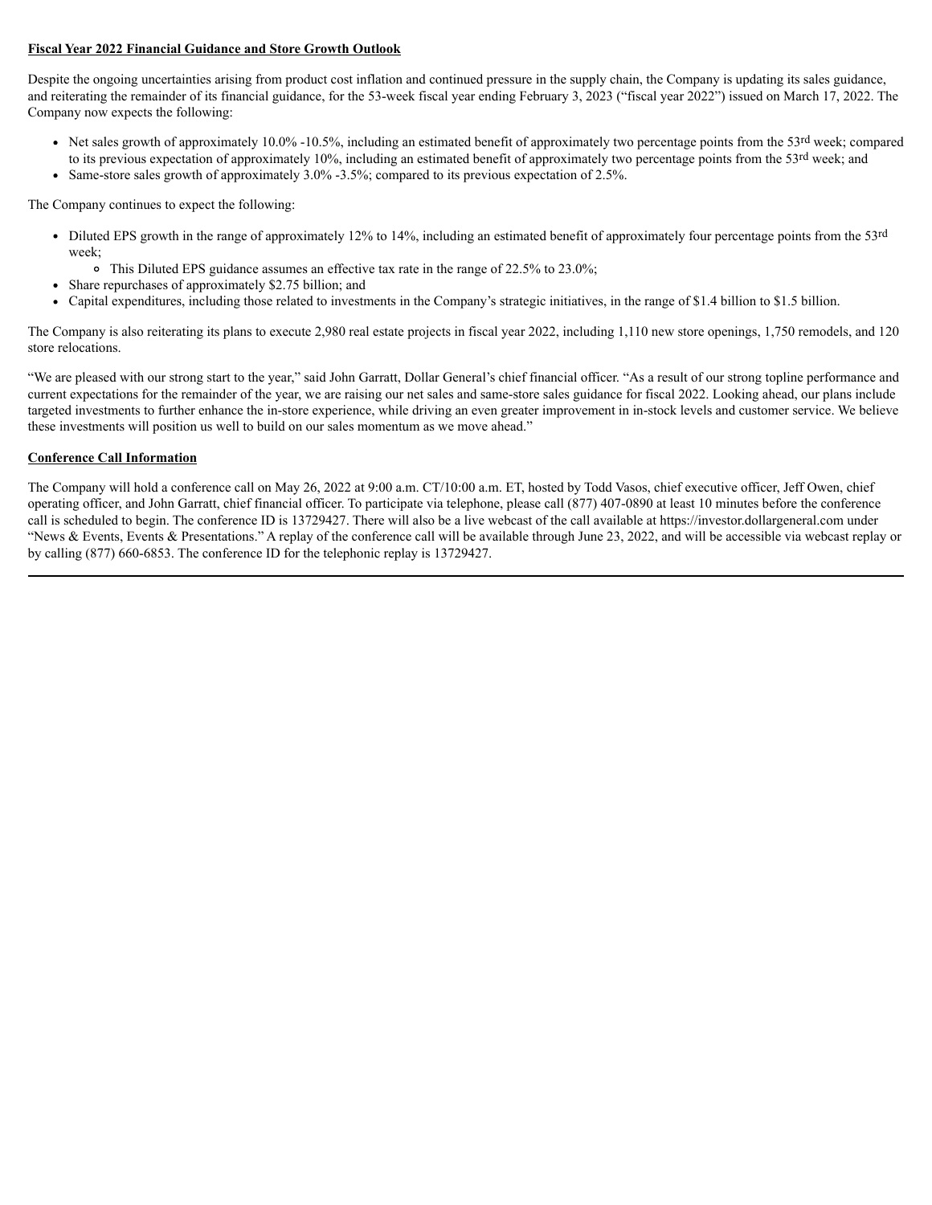**Fiscal Year 2022 Financial Guidance and Store Growth Outlook**

Despite the ongoing uncertainties arising from product cost inflation and continued pressure in the supply chain, the Company is updating its sales guidance, and reiterating the remainder of its financial guidance, for the 53-week fiscal year ending February 3, 2023 ("fiscal year 2022") issued on March 17, 2022. The Company now expects the following:

- Net sales growth of approximately 10.0% -10.5%, including an estimated benefit of approximately two percentage points from the 53rd week; compared to its previous expectation of approximately 10%, including an estimated benefit of approximately two percentage points from the 53rd week; and
- Same-store sales growth of approximately 3.0% -3.5%; compared to its previous expectation of 2.5%.

The Company continues to expect the following:

- Diluted EPS growth in the range of approximately 12% to 14%, including an estimated benefit of approximately four percentage points from the 53rd week;
  - This Diluted EPS guidance assumes an effective tax rate in the range of 22.5% to 23.0%;
- Share repurchases of approximately $2.75 billion; and
- Capital expenditures, including those related to investments in the Company's strategic initiatives, in the range of $1.4 billion to $1.5 billion.

The Company is also reiterating its plans to execute 2,980 real estate projects in fiscal year 2022, including 1,110 new store openings, 1,750 remodels, and 120 store relocations.

"We are pleased with our strong start to the year," said John Garratt, Dollar General's chief financial officer. "As a result of our strong topline performance and current expectations for the remainder of the year, we are raising our net sales and same-store sales guidance for fiscal 2022. Looking ahead, our plans include targeted investments to further enhance the in-store experience, while driving an even greater improvement in in-stock levels and customer service. We believe these investments will position us well to build on our sales momentum as we move ahead."

**Conference Call Information**

The Company will hold a conference call on May 26, 2022 at 9:00 a.m. CT/10:00 a.m. ET, hosted by Todd Vasos, chief executive officer, Jeff Owen, chief operating officer, and John Garratt, chief financial officer. To participate via telephone, please call (877) 407-0890 at least 10 minutes before the conference call is scheduled to begin. The conference ID is 13729427. There will also be a live webcast of the call available at https://investor.dollargeneral.com under "News & Events, Events & Presentations." A replay of the conference call will be available through June 23, 2022, and will be accessible via webcast replay or by calling (877) 660-6853. The conference ID for the telephonic replay is 13729427.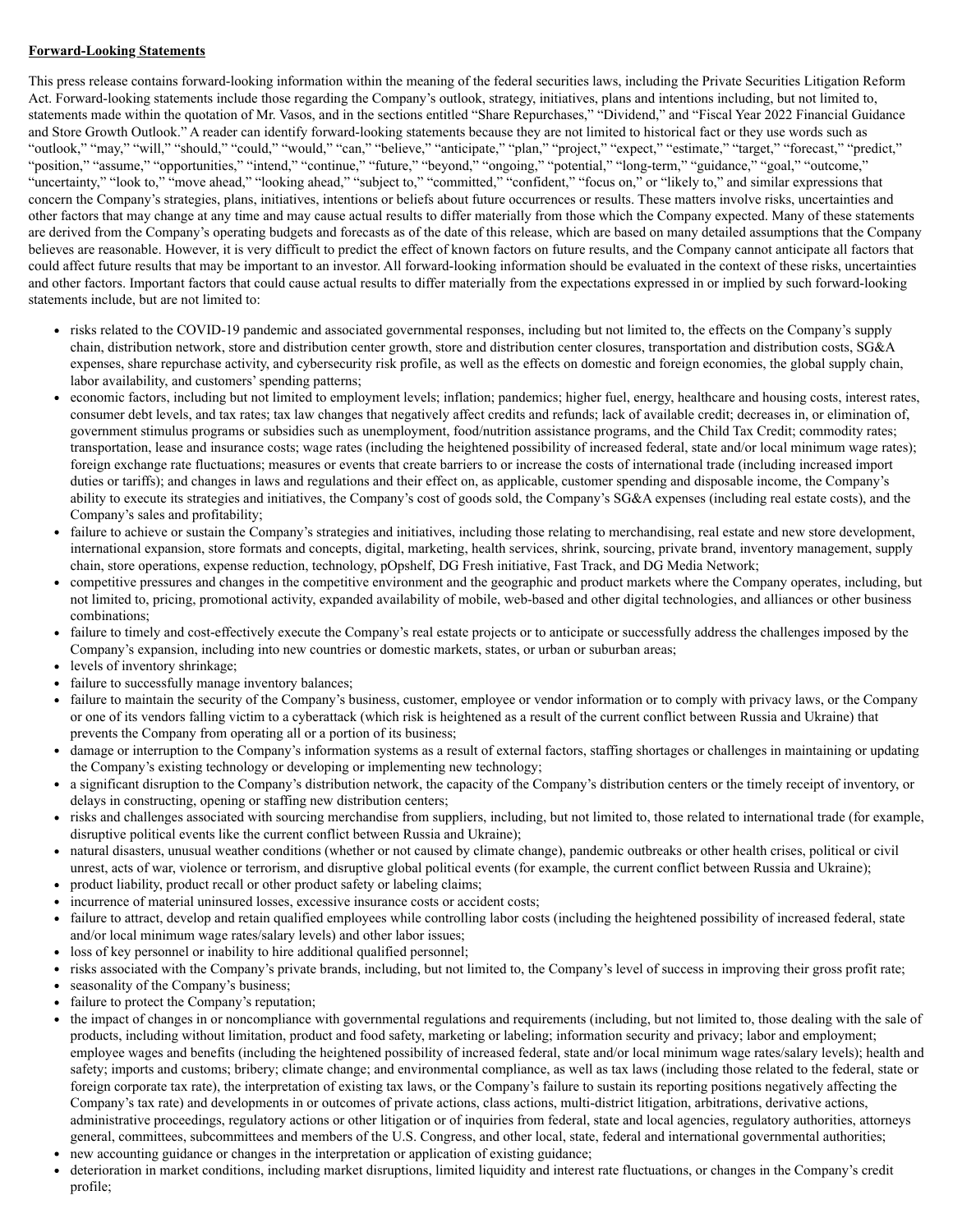**Forward-Looking Statements**

This press release contains forward-looking information within the meaning of the federal securities laws, including the Private Securities Litigation Reform Act. Forward-looking statements include those regarding the Company's outlook, strategy, initiatives, plans and intentions including, but not limited to, statements made within the quotation of Mr. Vasos, and in the sections entitled "Share Repurchases," "Dividend," and "Fiscal Year 2022 Financial Guidance and Store Growth Outlook." A reader can identify forward-looking statements because they are not limited to historical fact or they use words such as "outlook," "may," "will," "should," "could," "would," "can," "believe," "anticipate," "plan," "project," "expect," "estimate," "target," "forecast," "predict," "position," "assume," "opportunities," "intend," "continue," "future," "beyond," "ongoing," "potential," "long-term," "guidance," "goal," "outcome," "uncertainty," "look to," "move ahead," "looking ahead," "subject to," "committed," "confident," "focus on," or "likely to," and similar expressions that concern the Company's strategies, plans, initiatives, intentions or beliefs about future occurrences or results. These matters involve risks, uncertainties and other factors that may change at any time and may cause actual results to differ materially from those which the Company expected. Many of these statements are derived from the Company's operating budgets and forecasts as of the date of this release, which are based on many detailed assumptions that the Company believes are reasonable. However, it is very difficult to predict the effect of known factors on future results, and the Company cannot anticipate all factors that could affect future results that may be important to an investor. All forward-looking information should be evaluated in the context of these risks, uncertainties and other factors. Important factors that could cause actual results to differ materially from the expectations expressed in or implied by such forward-looking statements include, but are not limited to:

- risks related to the COVID-19 pandemic and associated governmental responses, including but not limited to, the effects on the Company's supply chain, distribution network, store and distribution center growth, store and distribution center closures, transportation and distribution costs, SG&A expenses, share repurchase activity, and cybersecurity risk profile, as well as the effects on domestic and foreign economies, the global supply chain, labor availability, and customers' spending patterns;
- economic factors, including but not limited to employment levels; inflation; pandemics; higher fuel, energy, healthcare and housing costs, interest rates, consumer debt levels, and tax rates; tax law changes that negatively affect credits and refunds; lack of available credit; decreases in, or elimination of, government stimulus programs or subsidies such as unemployment, food/nutrition assistance programs, and the Child Tax Credit; commodity rates; transportation, lease and insurance costs; wage rates (including the heightened possibility of increased federal, state and/or local minimum wage rates); foreign exchange rate fluctuations; measures or events that create barriers to or increase the costs of international trade (including increased import duties or tariffs); and changes in laws and regulations and their effect on, as applicable, customer spending and disposable income, the Company's ability to execute its strategies and initiatives, the Company's cost of goods sold, the Company's SG&A expenses (including real estate costs), and the Company's sales and profitability;
- failure to achieve or sustain the Company's strategies and initiatives, including those relating to merchandising, real estate and new store development, international expansion, store formats and concepts, digital, marketing, health services, shrink, sourcing, private brand, inventory management, supply chain, store operations, expense reduction, technology, pOpshelf, DG Fresh initiative, Fast Track, and DG Media Network;
- competitive pressures and changes in the competitive environment and the geographic and product markets where the Company operates, including, but not limited to, pricing, promotional activity, expanded availability of mobile, web-based and other digital technologies, and alliances or other business combinations;
- failure to timely and cost-effectively execute the Company's real estate projects or to anticipate or successfully address the challenges imposed by the Company's expansion, including into new countries or domestic markets, states, or urban or suburban areas;
- levels of inventory shrinkage;
- failure to successfully manage inventory balances;
- failure to maintain the security of the Company's business, customer, employee or vendor information or to comply with privacy laws, or the Company or one of its vendors falling victim to a cyberattack (which risk is heightened as a result of the current conflict between Russia and Ukraine) that prevents the Company from operating all or a portion of its business;
- damage or interruption to the Company's information systems as a result of external factors, staffing shortages or challenges in maintaining or updating the Company's existing technology or developing or implementing new technology;
- a significant disruption to the Company's distribution network, the capacity of the Company's distribution centers or the timely receipt of inventory, or delays in constructing, opening or staffing new distribution centers;
- risks and challenges associated with sourcing merchandise from suppliers, including, but not limited to, those related to international trade (for example, disruptive political events like the current conflict between Russia and Ukraine);
- natural disasters, unusual weather conditions (whether or not caused by climate change), pandemic outbreaks or other health crises, political or civil unrest, acts of war, violence or terrorism, and disruptive global political events (for example, the current conflict between Russia and Ukraine);
- product liability, product recall or other product safety or labeling claims;
- incurrence of material uninsured losses, excessive insurance costs or accident costs;
- failure to attract, develop and retain qualified employees while controlling labor costs (including the heightened possibility of increased federal, state and/or local minimum wage rates/salary levels) and other labor issues;
- loss of key personnel or inability to hire additional qualified personnel;
- risks associated with the Company's private brands, including, but not limited to, the Company's level of success in improving their gross profit rate;
- seasonality of the Company's business;
- failure to protect the Company's reputation;
- the impact of changes in or noncompliance with governmental regulations and requirements (including, but not limited to, those dealing with the sale of products, including without limitation, product and food safety, marketing or labeling; information security and privacy; labor and employment; employee wages and benefits (including the heightened possibility of increased federal, state and/or local minimum wage rates/salary levels); health and safety; imports and customs; bribery; climate change; and environmental compliance, as well as tax laws (including those related to the federal, state or foreign corporate tax rate), the interpretation of existing tax laws, or the Company's failure to sustain its reporting positions negatively affecting the Company's tax rate) and developments in or outcomes of private actions, class actions, multi-district litigation, arbitrations, derivative actions, administrative proceedings, regulatory actions or other litigation or of inquiries from federal, state and local agencies, regulatory authorities, attorneys general, committees, subcommittees and members of the U.S. Congress, and other local, state, federal and international governmental authorities;
- new accounting guidance or changes in the interpretation or application of existing guidance;
- deterioration in market conditions, including market disruptions, limited liquidity and interest rate fluctuations, or changes in the Company's credit profile;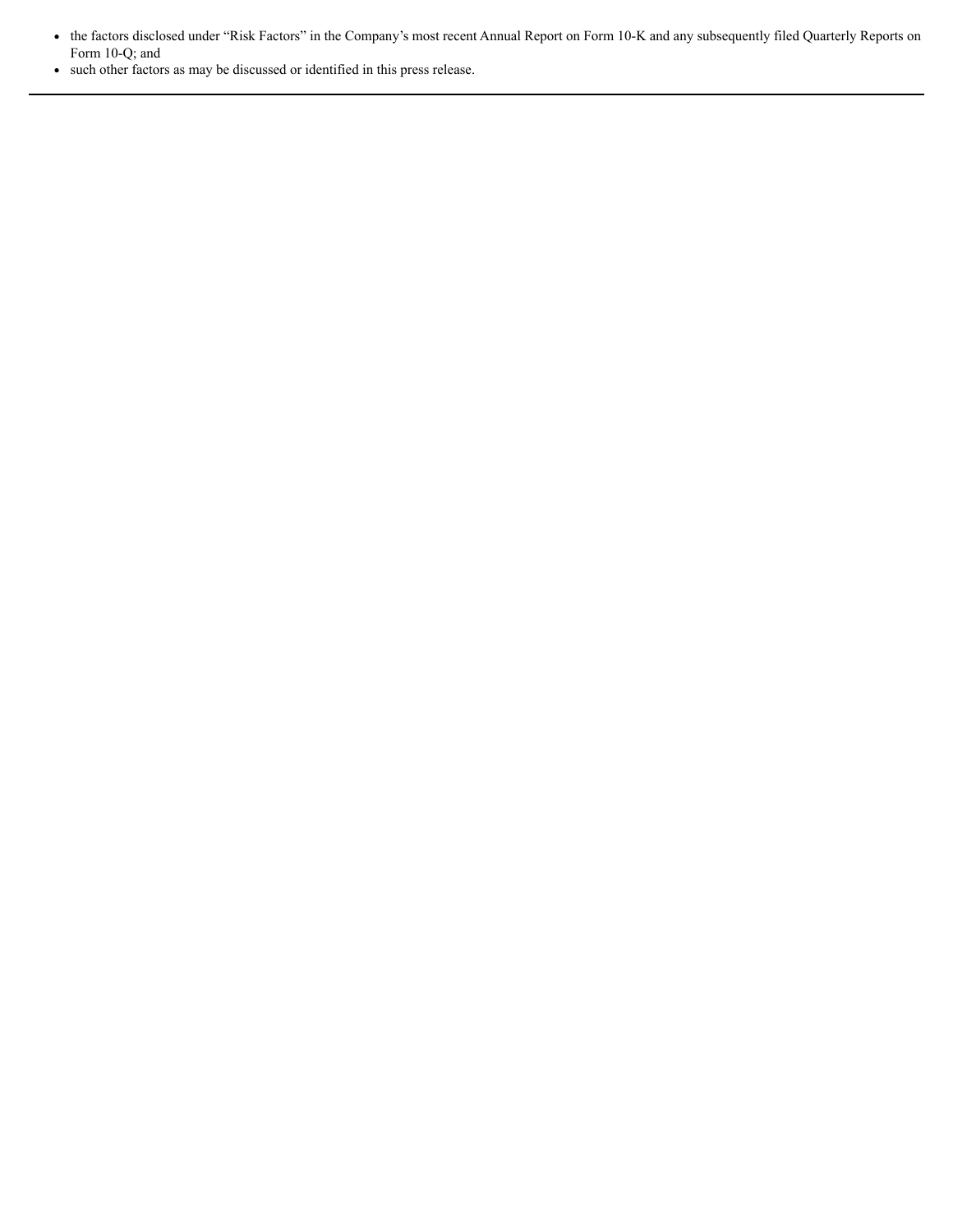- the factors disclosed under “Risk Factors” in the Company’s most recent Annual Report on Form 10-K and any subsequently filed Quarterly Reports on Form 10-Q; and
- such other factors as may be discussed or identified in this press release.

---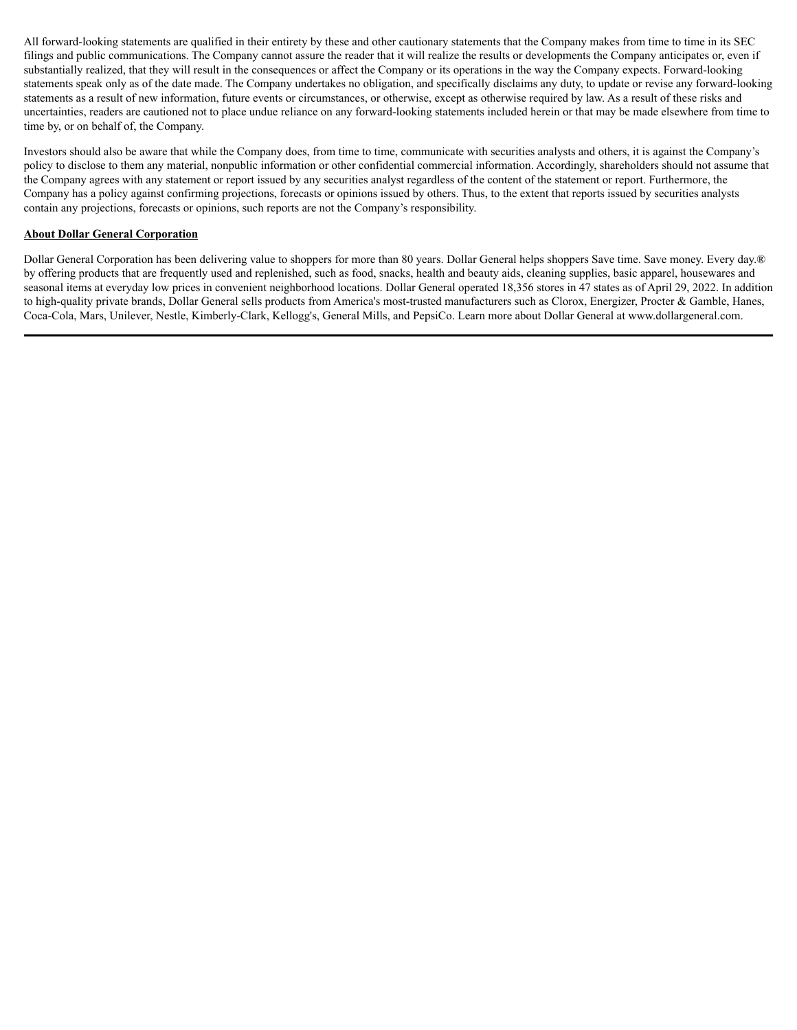All forward-looking statements are qualified in their entirety by these and other cautionary statements that the Company makes from time to time in its SEC filings and public communications. The Company cannot assure the reader that it will realize the results or developments the Company anticipates or, even if substantially realized, that they will result in the consequences or affect the Company or its operations in the way the Company expects. Forward-looking statements speak only as of the date made. The Company undertakes no obligation, and specifically disclaims any duty, to update or revise any forward-looking statements as a result of new information, future events or circumstances, or otherwise, except as otherwise required by law. As a result of these risks and uncertainties, readers are cautioned not to place undue reliance on any forward-looking statements included herein or that may be made elsewhere from time to time by, or on behalf of, the Company.

Investors should also be aware that while the Company does, from time to time, communicate with securities analysts and others, it is against the Company's policy to disclose to them any material, nonpublic information or other confidential commercial information. Accordingly, shareholders should not assume that the Company agrees with any statement or report issued by any securities analyst regardless of the content of the statement or report. Furthermore, the Company has a policy against confirming projections, forecasts or opinions issued by others. Thus, to the extent that reports issued by securities analysts contain any projections, forecasts or opinions, such reports are not the Company's responsibility.

**About Dollar General Corporation**

Dollar General Corporation has been delivering value to shoppers for more than 80 years. Dollar General helps shoppers Save time. Save money. Every day.® by offering products that are frequently used and replenished, such as food, snacks, health and beauty aids, cleaning supplies, basic apparel, housewares and seasonal items at everyday low prices in convenient neighborhood locations. Dollar General operated 18,356 stores in 47 states as of April 29, 2022. In addition to high-quality private brands, Dollar General sells products from America's most-trusted manufacturers such as Clorox, Energizer, Procter & Gamble, Hanes, Coca-Cola, Mars, Unilever, Nestle, Kimberly-Clark, Kellogg's, General Mills, and PepsiCo. Learn more about Dollar General at www.dollargeneral.com.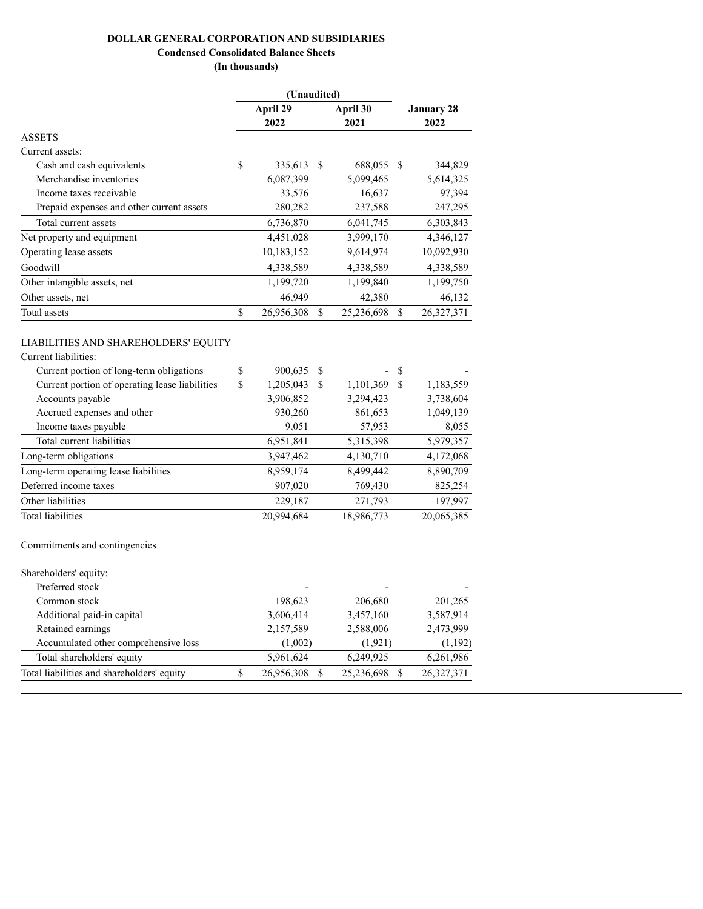**DOLLAR GENERAL CORPORATION AND SUBSIDIARIES**

**Condensed Consolidated Balance Sheets**

**(In thousands)**

| | (Unaudited) | | |
|---|---|---|---|
| | **April 29 2022** | **April 30 2021** | **January 28 2022** |
| ASSETS | | | |
| Current assets: | | | |
| Cash and cash equivalents | $ 335,613 | $ 688,055 | $ 344,829 |
| Merchandise inventories | 6,087,399 | 5,099,465 | 5,614,325 |
| Income taxes receivable | 33,576 | 16,637 | 97,394 |
| Prepaid expenses and other current assets | 280,282 | 237,588 | 247,295 |
| Total current assets | 6,736,870 | 6,041,745 | 6,303,843 |
| Net property and equipment | 4,451,028 | 3,999,170 | 4,346,127 |
| Operating lease assets | 10,183,152 | 9,614,974 | 10,092,930 |
| Goodwill | 4,338,589 | 4,338,589 | 4,338,589 |
| Other intangible assets, net | 1,199,720 | 1,199,840 | 1,199,750 |
| Other assets, net | 46,949 | 42,380 | 46,132 |
| Total assets | $ 26,956,308 | $ 25,236,698 | $ 26,327,371 |
| | | | |
| LIABILITIES AND SHAREHOLDERS' EQUITY | | | |
| Current liabilities: | | | |
| Current portion of long-term obligations | $ 900,635 | $ - | $ - |
| Current portion of operating lease liabilities | $ 1,205,043 | $ 1,101,369 | $ 1,183,559 |
| Accounts payable | 3,906,852 | 3,294,423 | 3,738,604 |
| Accrued expenses and other | 930,260 | 861,653 | 1,049,139 |
| Income taxes payable | 9,051 | 57,953 | 8,055 |
| Total current liabilities | 6,951,841 | 5,315,398 | 5,979,357 |
| Long-term obligations | 3,947,462 | 4,130,710 | 4,172,068 |
| Long-term operating lease liabilities | 8,959,174 | 8,499,442 | 8,890,709 |
| Deferred income taxes | 907,020 | 769,430 | 825,254 |
| Other liabilities | 229,187 | 271,793 | 197,997 |
| Total liabilities | 20,994,684 | 18,986,773 | 20,065,385 |
| | | | |
| Commitments and contingencies | | | |
| | | | |
| Shareholders' equity: | | | |
| Preferred stock | - | - | - |
| Common stock | 198,623 | 206,680 | 201,265 |
| Additional paid-in capital | 3,606,414 | 3,457,160 | 3,587,914 |
| Retained earnings | 2,157,589 | 2,588,006 | 2,473,999 |
| Accumulated other comprehensive loss | (1,002) | (1,921) | (1,192) |
| Total shareholders' equity | 5,961,624 | 6,249,925 | 6,261,986 |
| Total liabilities and shareholders' equity | $ 26,956,308 | $ 25,236,698 | $ 26,327,371 |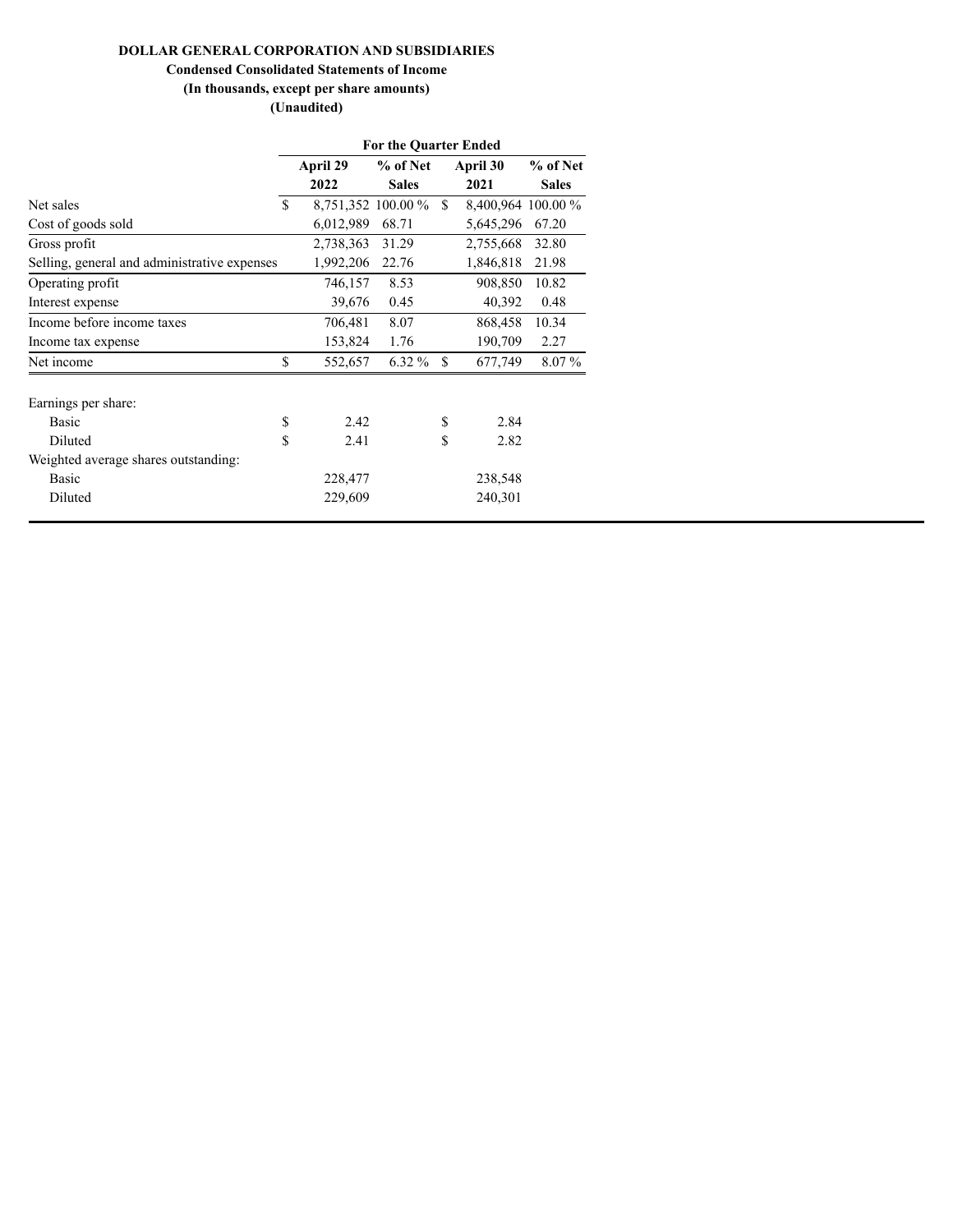**DOLLAR GENERAL CORPORATION AND SUBSIDIARIES**

**Condensed Consolidated Statements of Income**

**(In thousands, except per share amounts)**

**(Unaudited)**

| | For the Quarter Ended | | | |
|---|---|---|---|---|
| | April 29 2022 | % of Net Sales | April 30 2021 | % of Net Sales |
| Net sales | $ 8,751,352 | 100.00 % | $ 8,400,964 | 100.00 % |
| Cost of goods sold | 6,012,989 | 68.71 | 5,645,296 | 67.20 |
| Gross profit | 2,738,363 | 31.29 | 2,755,668 | 32.80 |
| Selling, general and administrative expenses | 1,992,206 | 22.76 | 1,846,818 | 21.98 |
| Operating profit | 746,157 | 8.53 | 908,850 | 10.82 |
| Interest expense | 39,676 | 0.45 | 40,392 | 0.48 |
| Income before income taxes | 706,481 | 8.07 | 868,458 | 10.34 |
| Income tax expense | 153,824 | 1.76 | 190,709 | 2.27 |
| Net income | $ 552,657 | 6.32 % | $ 677,749 | 8.07 % |
| | | | | |
| Earnings per share: | | | | |
| Basic | $ 2.42 | | $ 2.84 | |
| Diluted | $ 2.41 | | $ 2.82 | |
| Weighted average shares outstanding: | | | | |
| Basic | 228,477 | | 238,548 | |
| Diluted | 229,609 | | 240,301 | |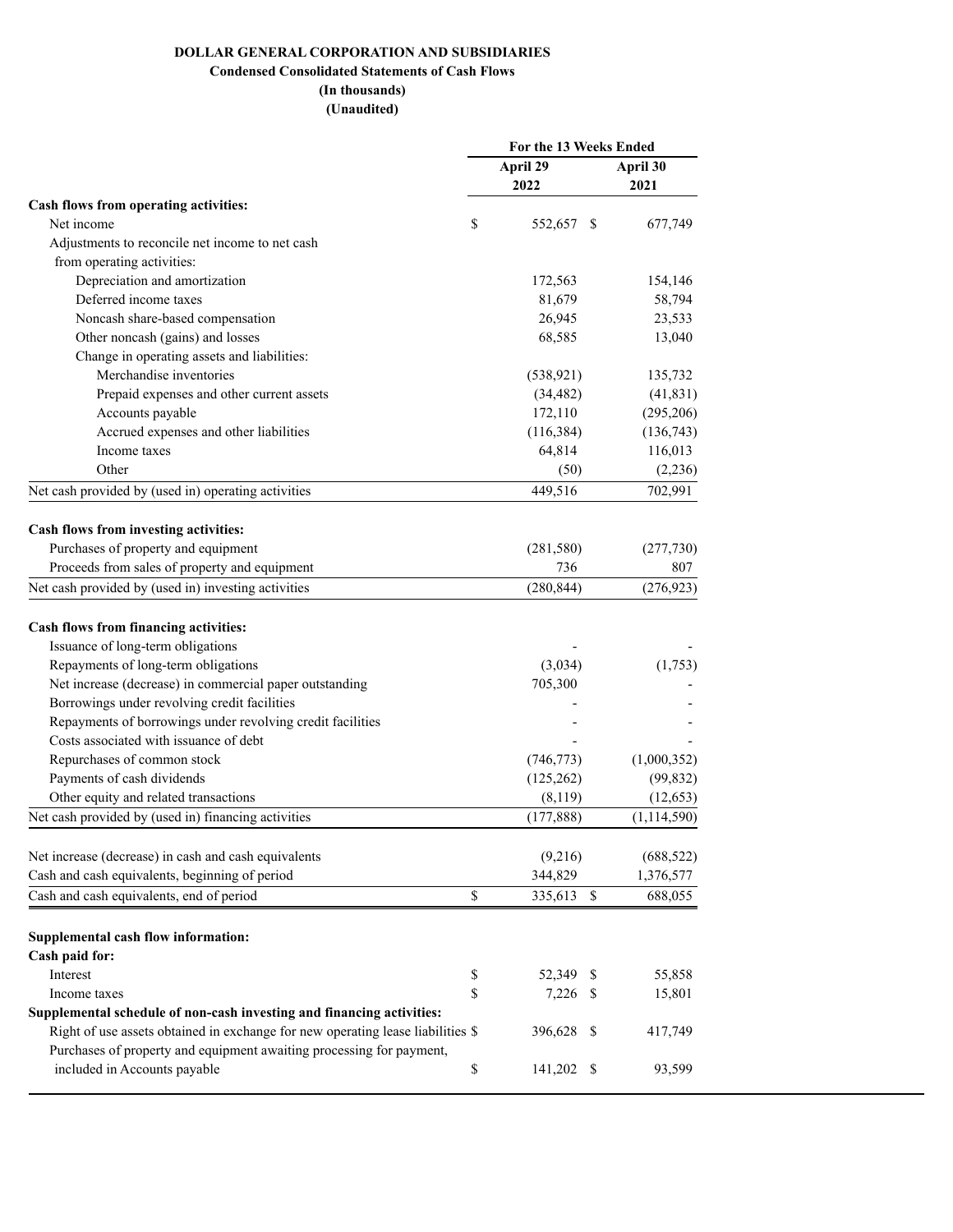**DOLLAR GENERAL CORPORATION AND SUBSIDIARIES**
**Condensed Consolidated Statements of Cash Flows**
**(In thousands)**
**(Unaudited)**

| | For the 13 Weeks Ended | |
|---|---|---|
| | April 29 2022 | April 30 2021 |
| **Cash flows from operating activities:** | | |
| Net income | $ 552,657 | $ 677,749 |
| Adjustments to reconcile net income to net cash from operating activities: | | |
| Depreciation and amortization | 172,563 | 154,146 |
| Deferred income taxes | 81,679 | 58,794 |
| Noncash share-based compensation | 26,945 | 23,533 |
| Other noncash (gains) and losses | 68,585 | 13,040 |
| Change in operating assets and liabilities: | | |
| Merchandise inventories | (538,921) | 135,732 |
| Prepaid expenses and other current assets | (34,482) | (41,831) |
| Accounts payable | 172,110 | (295,206) |
| Accrued expenses and other liabilities | (116,384) | (136,743) |
| Income taxes | 64,814 | 116,013 |
| Other | (50) | (2,236) |
| Net cash provided by (used in) operating activities | 449,516 | 702,991 |
| **Cash flows from investing activities:** | | |
| Purchases of property and equipment | (281,580) | (277,730) |
| Proceeds from sales of property and equipment | 736 | 807 |
| Net cash provided by (used in) investing activities | (280,844) | (276,923) |
| **Cash flows from financing activities:** | | |
| Issuance of long-term obligations | - | - |
| Repayments of long-term obligations | (3,034) | (1,753) |
| Net increase (decrease) in commercial paper outstanding | 705,300 | - |
| Borrowings under revolving credit facilities | - | - |
| Repayments of borrowings under revolving credit facilities | - | - |
| Costs associated with issuance of debt | - | - |
| Repurchases of common stock | (746,773) | (1,000,352) |
| Payments of cash dividends | (125,262) | (99,832) |
| Other equity and related transactions | (8,119) | (12,653) |
| Net cash provided by (used in) financing activities | (177,888) | (1,114,590) |
| Net increase (decrease) in cash and cash equivalents | (9,216) | (688,522) |
| Cash and cash equivalents, beginning of period | 344,829 | 1,376,577 |
| Cash and cash equivalents, end of period | $ 335,613 | $ 688,055 |
| **Supplemental cash flow information:** | | |
| **Cash paid for:** | | |
| Interest | $ 52,349 | $ 55,858 |
| Income taxes | $ 7,226 | $ 15,801 |
| **Supplemental schedule of non-cash investing and financing activities:** | | |
| Right of use assets obtained in exchange for new operating lease liabilities | $ 396,628 | $ 417,749 |
| Purchases of property and equipment awaiting processing for payment, included in Accounts payable | $ 141,202 | $ 93,599 |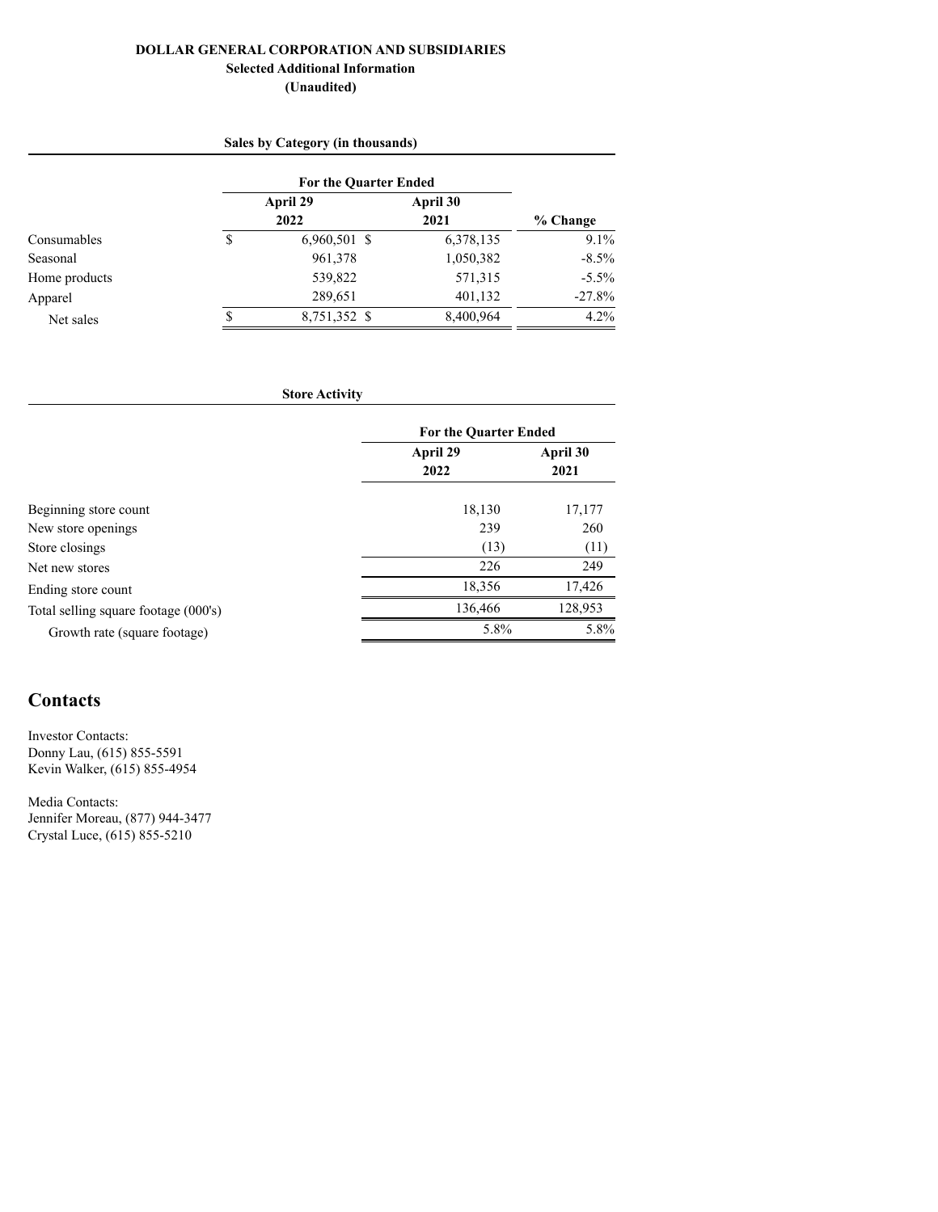**DOLLAR GENERAL CORPORATION AND SUBSIDIARIES**
**Selected Additional Information**
**(Unaudited)**

**Sales by Category (in thousands)**

| | For the Quarter Ended | | |
|---|---|---|---|
| | April 29 2022 | April 30 2021 | % Change |
| Consumables | $ 6,960,501 | $ 6,378,135 | 9.1% |
| Seasonal | 961,378 | 1,050,382 | -8.5% |
| Home products | 539,822 | 571,315 | -5.5% |
| Apparel | 289,651 | 401,132 | -27.8% |
| Net sales | $ 8,751,352 | $ 8,400,964 | 4.2% |

**Store Activity**

| | For the Quarter Ended | |
|---|---|---|
| | April 29 2022 | April 30 2021 |
| Beginning store count | 18,130 | 17,177 |
| New store openings | 239 | 260 |
| Store closings | (13) | (11) |
| Net new stores | 226 | 249 |
| Ending store count | 18,356 | 17,426 |
| Total selling square footage (000's) | 136,466 | 128,953 |
| Growth rate (square footage) | 5.8% | 5.8% |

## Contacts

Investor Contacts:
Donny Lau, (615) 855-5591
Kevin Walker, (615) 855-4954

Media Contacts:
Jennifer Moreau, (877) 944-3477
Crystal Luce, (615) 855-5210